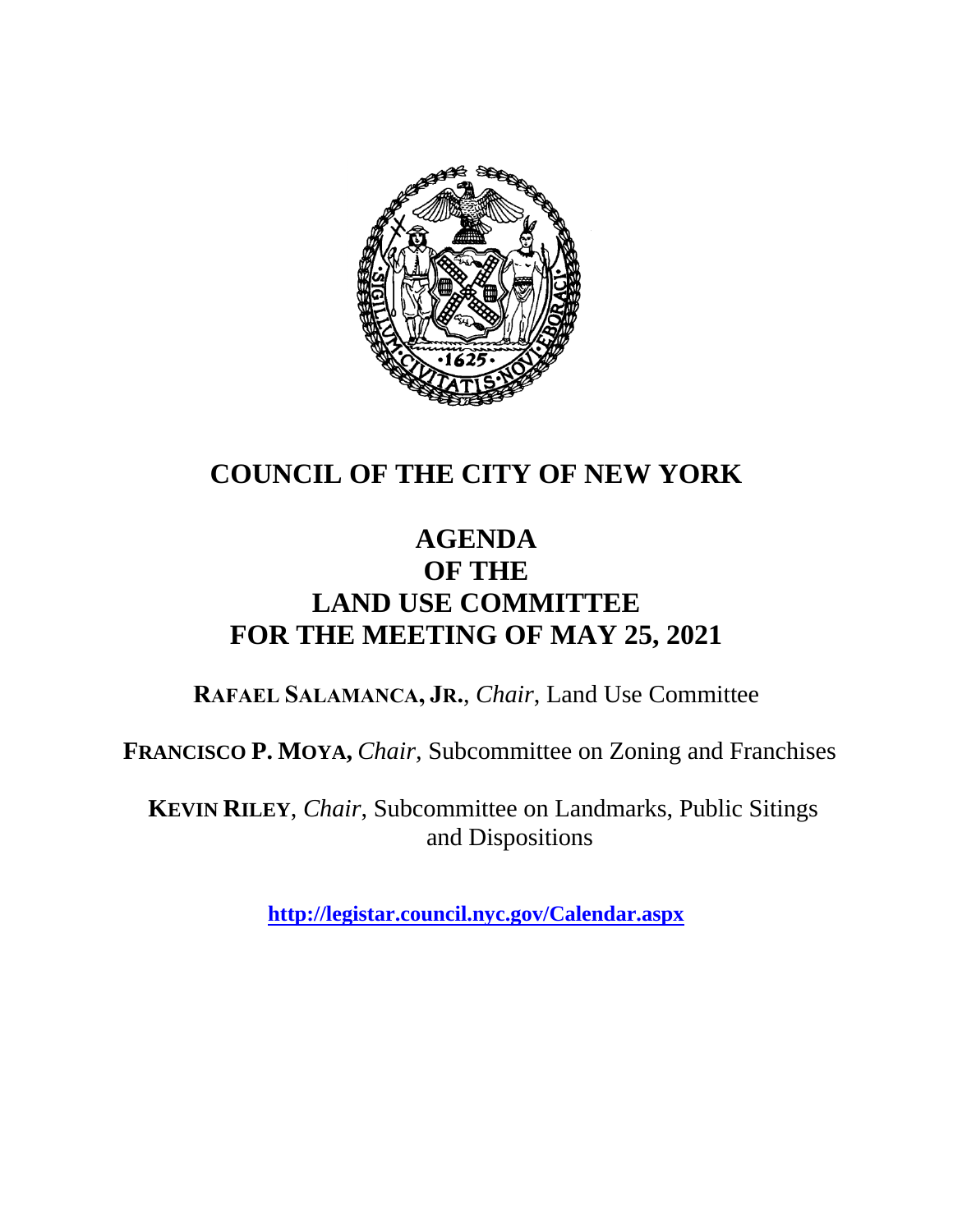# COUNCIL OF THE CITY OF NEW YORK

## AGENDA
## OF THE
## LAND USE COMMITTEE
## FOR THE MEETING OF MAY 25, 2021

**RAFAEL SALAMANCA, JR.**, *Chair*, Land Use Committee

**FRANCISCO P. MOYA,** *Chair,* Subcommittee on Zoning and Franchises

**KEVIN RILEY**, *Chair*, Subcommittee on Landmarks, Public Sitings and Dispositions

**http://legistar.council.nyc.gov/Calendar.aspx**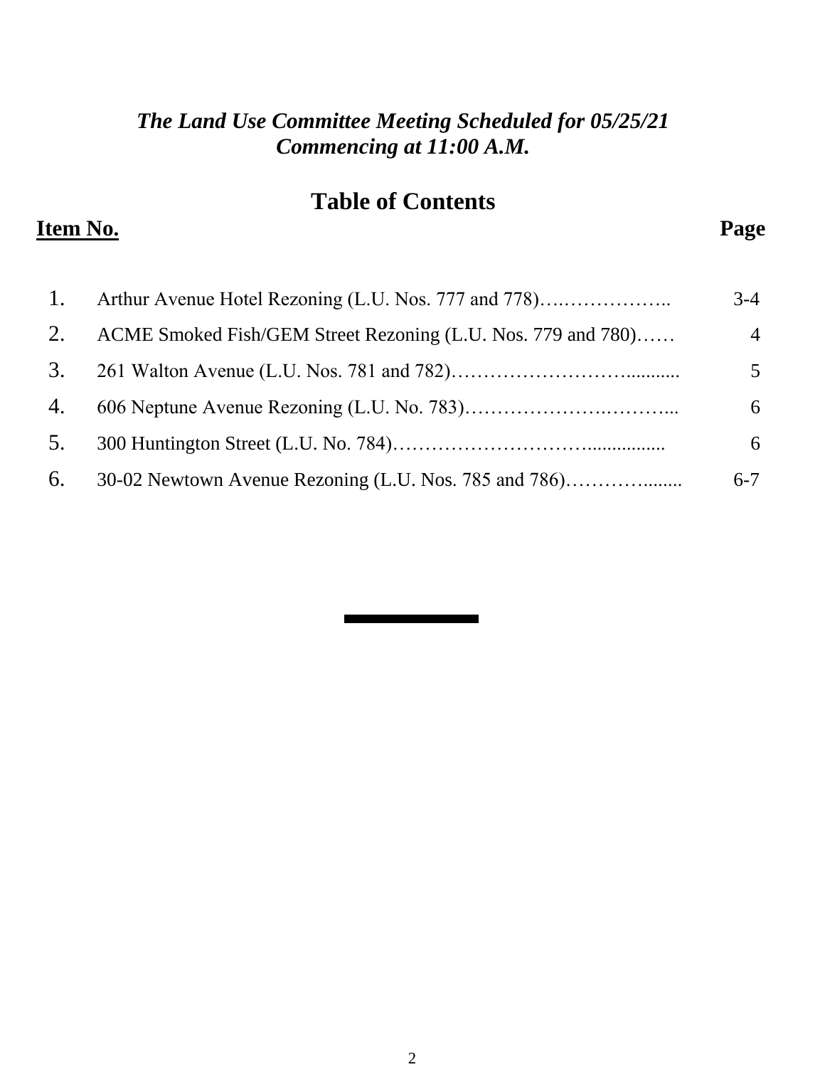***The Land Use Committee Meeting Scheduled for 05/25/21***
***Commencing at 11:00 A.M.***

## Table of Contents

| **Item No.** | | **Page** |
|---|---|---|
| 1. | Arthur Avenue Hotel Rezoning (L.U. Nos. 777 and 778) | 3-4 |
| 2. | ACME Smoked Fish/GEM Street Rezoning (L.U. Nos. 779 and 780) | 4 |
| 3. | 261 Walton Avenue (L.U. Nos. 781 and 782) | 5 |
| 4. | 606 Neptune Avenue Rezoning (L.U. No. 783) | 6 |
| 5. | 300 Huntington Street (L.U. No. 784) | 6 |
| 6. | 30-02 Newtown Avenue Rezoning (L.U. Nos. 785 and 786) | 6-7 |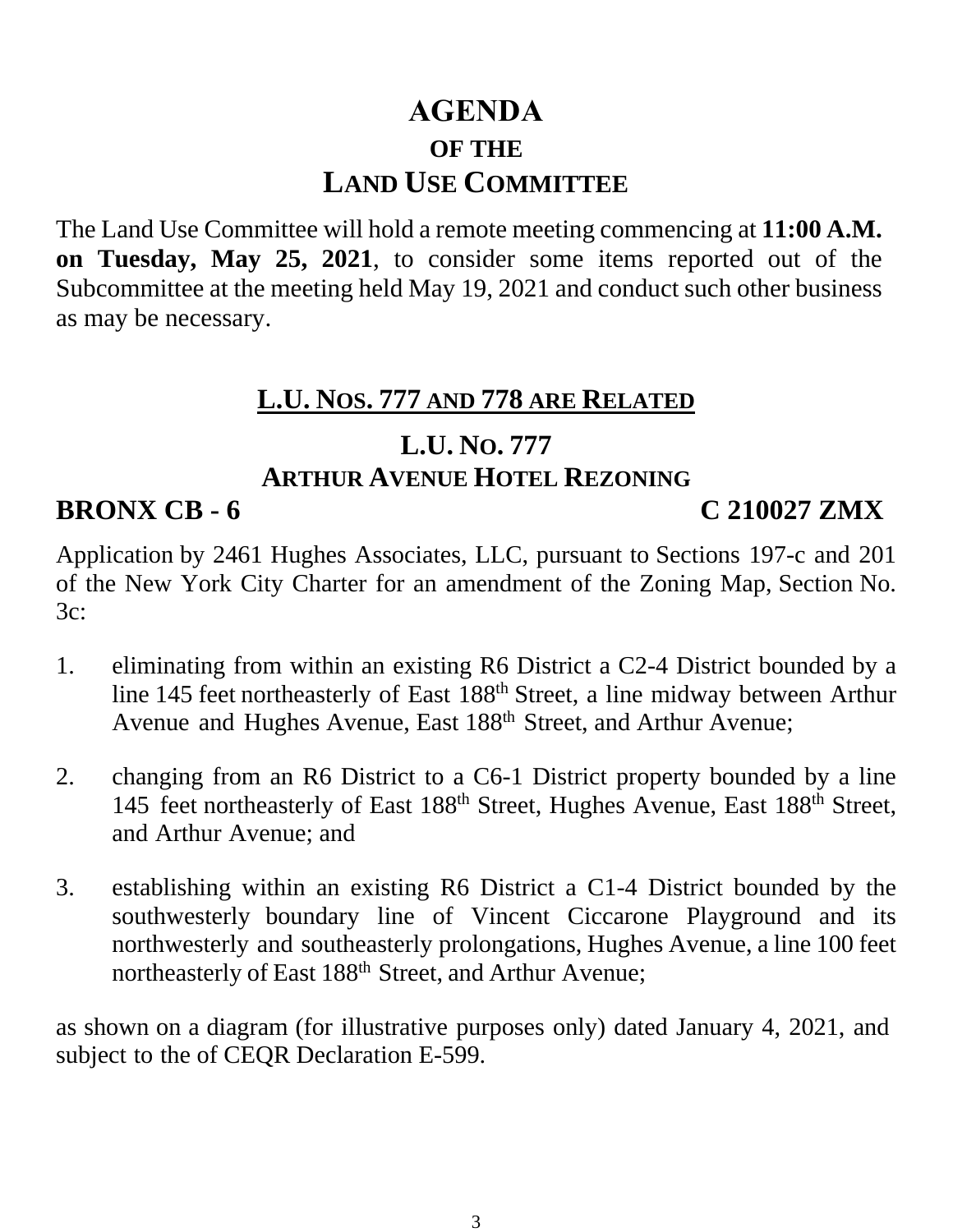# AGENDA

## OF THE

## LAND USE COMMITTEE

The Land Use Committee will hold a remote meeting commencing at **11:00 A.M. on Tuesday, May 25, 2021**, to consider some items reported out of the Subcommittee at the meeting held May 19, 2021 and conduct such other business as may be necessary.

### L.U. NOS. 777 AND 778 ARE RELATED

### L.U. NO. 777

### ARTHUR AVENUE HOTEL REZONING

**BRONX CB - 6** **C 210027 ZMX**

Application by 2461 Hughes Associates, LLC, pursuant to Sections 197-c and 201 of the New York City Charter for an amendment of the Zoning Map, Section No. 3c:

1. eliminating from within an existing R6 District a C2-4 District bounded by a line 145 feet northeasterly of East 188th Street, a line midway between Arthur Avenue and Hughes Avenue, East 188th Street, and Arthur Avenue;

2. changing from an R6 District to a C6-1 District property bounded by a line 145 feet northeasterly of East 188th Street, Hughes Avenue, East 188th Street, and Arthur Avenue; and

3. establishing within an existing R6 District a C1-4 District bounded by the southwesterly boundary line of Vincent Ciccarone Playground and its northwesterly and southeasterly prolongations, Hughes Avenue, a line 100 feet northeasterly of East 188th Street, and Arthur Avenue;

as shown on a diagram (for illustrative purposes only) dated January 4, 2021, and subject to the of CEQR Declaration E-599.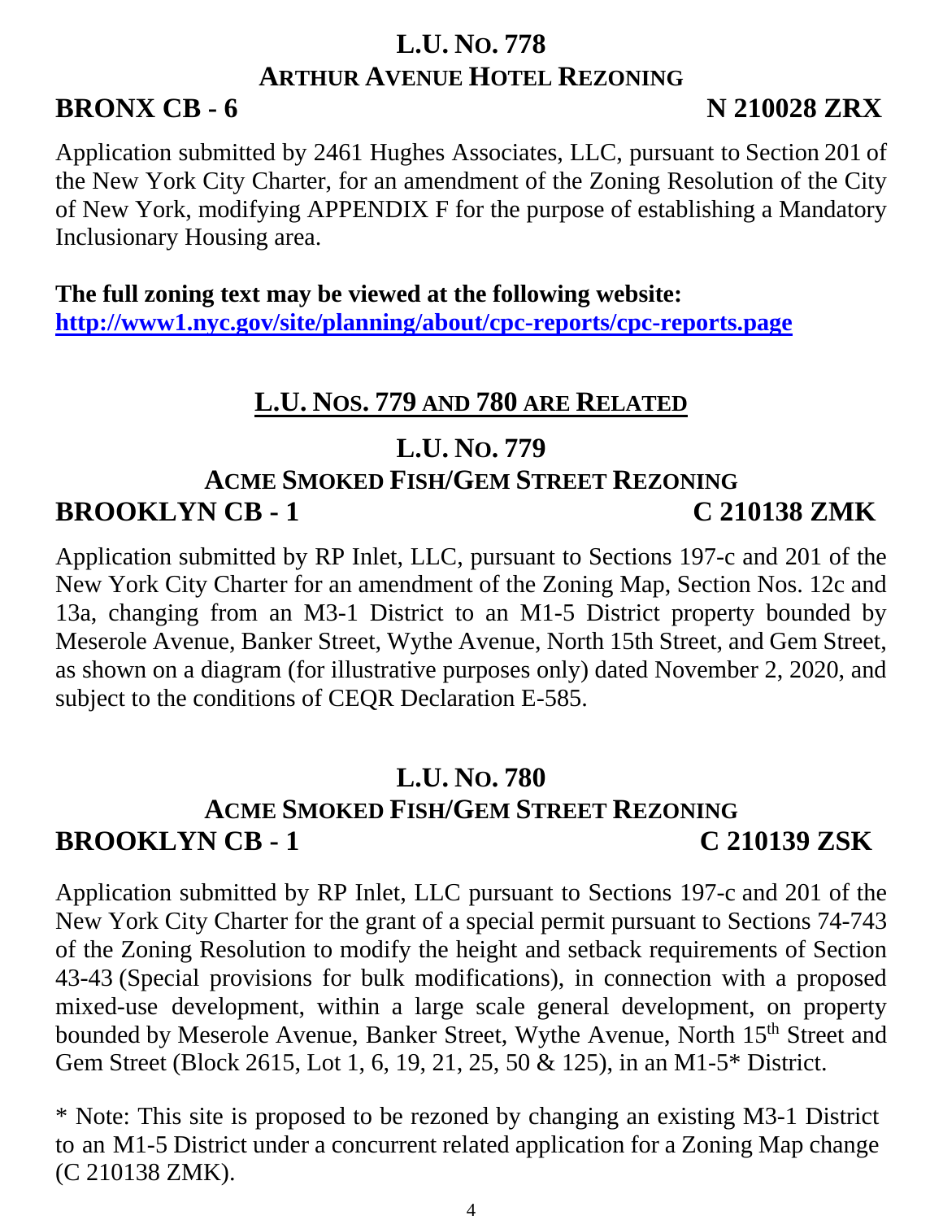## L.U. No. 778
## Arthur Avenue Hotel Rezoning

**BRONX CB - 6** **N 210028 ZRX**

Application submitted by 2461 Hughes Associates, LLC, pursuant to Section 201 of the New York City Charter, for an amendment of the Zoning Resolution of the City of New York, modifying APPENDIX F for the purpose of establishing a Mandatory Inclusionary Housing area.

**The full zoning text may be viewed at the following website:**
**http://www1.nyc.gov/site/planning/about/cpc-reports/cpc-reports.page**

## L.U. Nos. 779 and 780 are Related

## L.U. No. 779
## Acme Smoked Fish/Gem Street Rezoning

**BROOKLYN CB - 1** **C 210138 ZMK**

Application submitted by RP Inlet, LLC, pursuant to Sections 197-c and 201 of the New York City Charter for an amendment of the Zoning Map, Section Nos. 12c and 13a, changing from an M3-1 District to an M1-5 District property bounded by Meserole Avenue, Banker Street, Wythe Avenue, North 15th Street, and Gem Street, as shown on a diagram (for illustrative purposes only) dated November 2, 2020, and subject to the conditions of CEQR Declaration E-585.

## L.U. No. 780
## Acme Smoked Fish/Gem Street Rezoning

**BROOKLYN CB - 1** **C 210139 ZSK**

Application submitted by RP Inlet, LLC pursuant to Sections 197-c and 201 of the New York City Charter for the grant of a special permit pursuant to Sections 74-743 of the Zoning Resolution to modify the height and setback requirements of Section 43-43 (Special provisions for bulk modifications), in connection with a proposed mixed-use development, within a large scale general development, on property bounded by Meserole Avenue, Banker Street, Wythe Avenue, North 15th Street and Gem Street (Block 2615, Lot 1, 6, 19, 21, 25, 50 & 125), in an M1-5* District.

\* Note: This site is proposed to be rezoned by changing an existing M3-1 District to an M1-5 District under a concurrent related application for a Zoning Map change (C 210138 ZMK).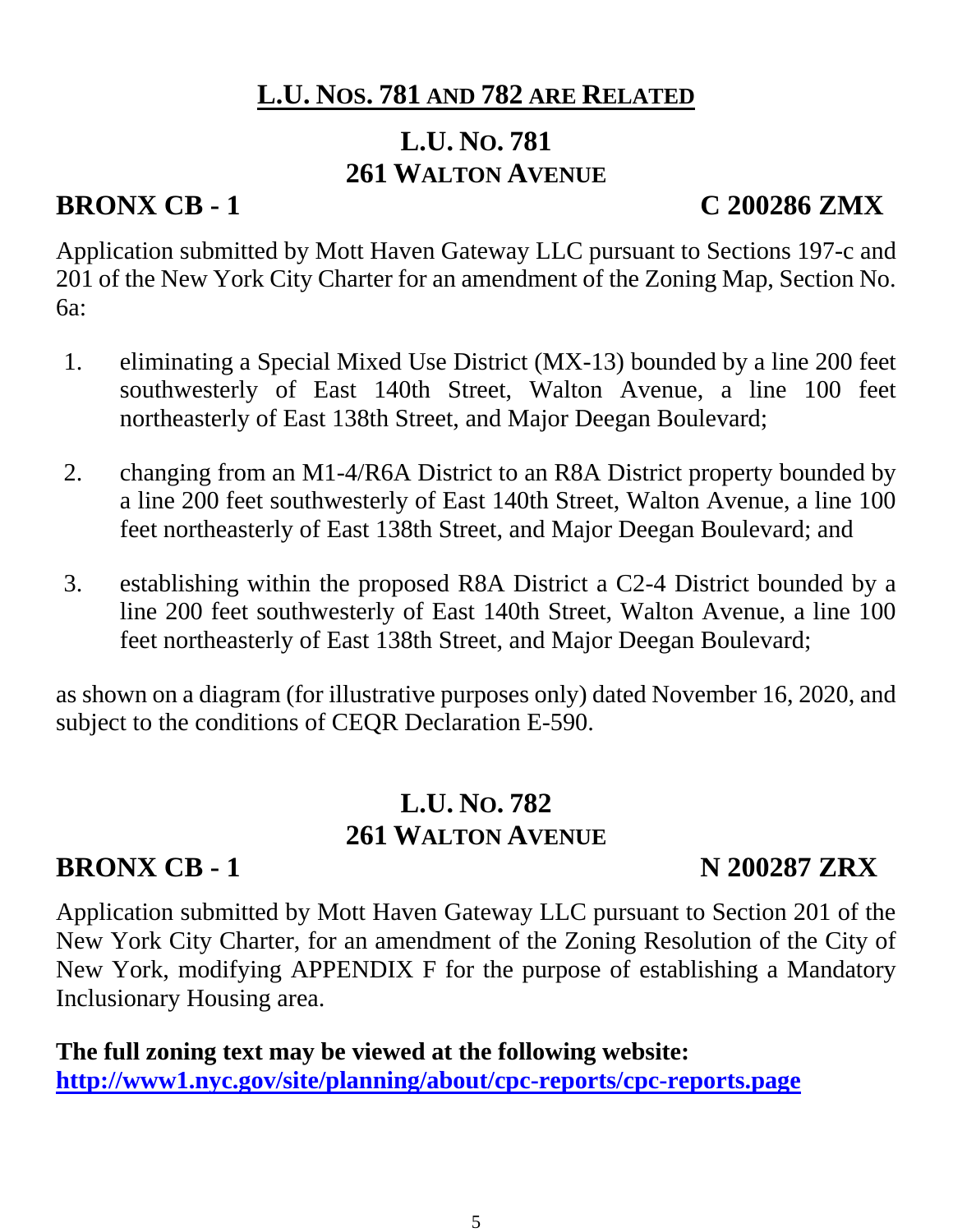## L.U. NOS. 781 AND 782 ARE RELATED

## L.U. NO. 781
## 261 WALTON AVENUE

**BRONX CB - 1** **C 200286 ZMX**

Application submitted by Mott Haven Gateway LLC pursuant to Sections 197-c and 201 of the New York City Charter for an amendment of the Zoning Map, Section No. 6a:

1. eliminating a Special Mixed Use District (MX-13) bounded by a line 200 feet southwesterly of East 140th Street, Walton Avenue, a line 100 feet northeasterly of East 138th Street, and Major Deegan Boulevard;

2. changing from an M1-4/R6A District to an R8A District property bounded by a line 200 feet southwesterly of East 140th Street, Walton Avenue, a line 100 feet northeasterly of East 138th Street, and Major Deegan Boulevard; and

3. establishing within the proposed R8A District a C2-4 District bounded by a line 200 feet southwesterly of East 140th Street, Walton Avenue, a line 100 feet northeasterly of East 138th Street, and Major Deegan Boulevard;

as shown on a diagram (for illustrative purposes only) dated November 16, 2020, and subject to the conditions of CEQR Declaration E-590.

## L.U. NO. 782
## 261 WALTON AVENUE

**BRONX CB - 1** **N 200287 ZRX**

Application submitted by Mott Haven Gateway LLC pursuant to Section 201 of the New York City Charter, for an amendment of the Zoning Resolution of the City of New York, modifying APPENDIX F for the purpose of establishing a Mandatory Inclusionary Housing area.

**The full zoning text may be viewed at the following website:**
**http://www1.nyc.gov/site/planning/about/cpc-reports/cpc-reports.page**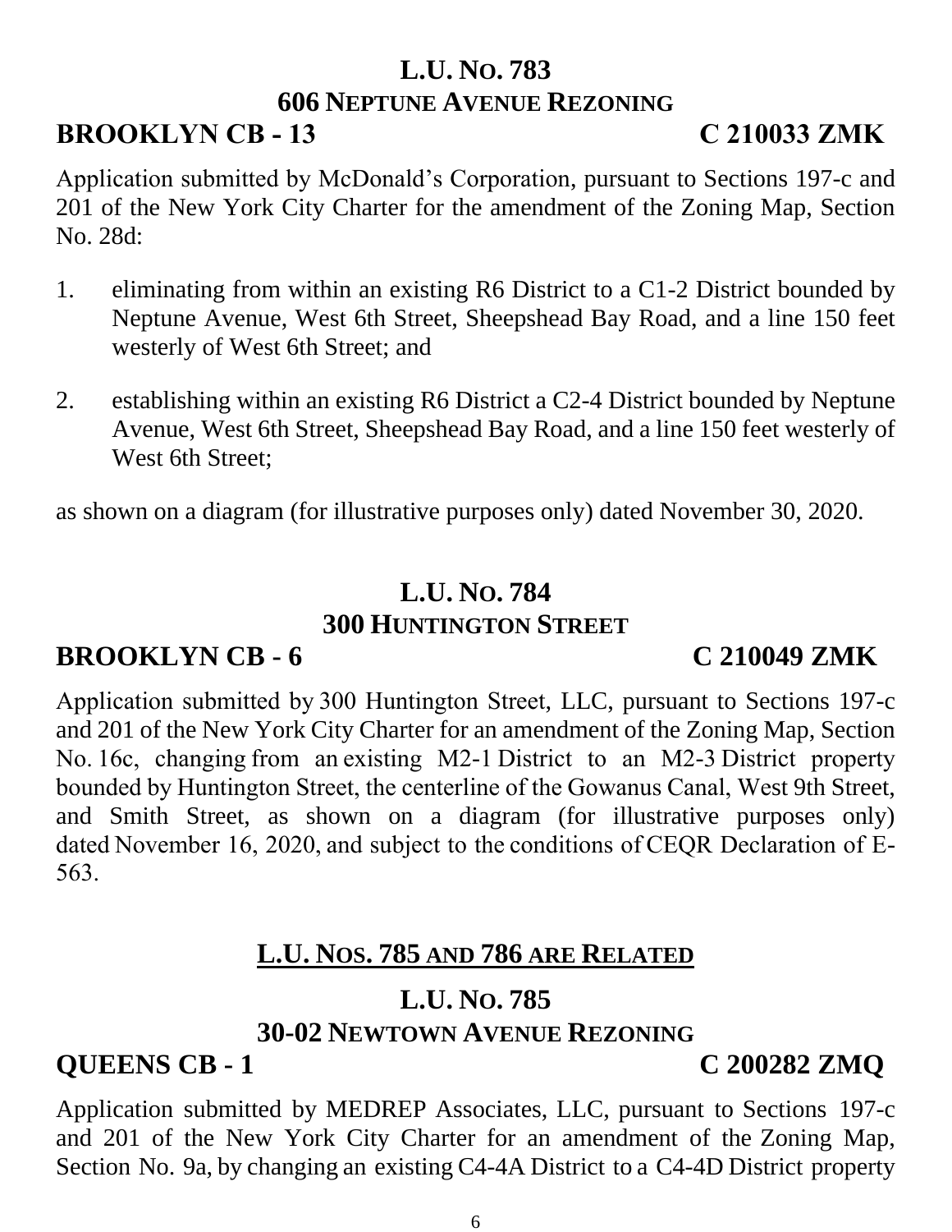## L.U. No. 783

### 606 Neptune Avenue Rezoning

**BROOKLYN CB - 13** **C 210033 ZMK**

Application submitted by McDonald's Corporation, pursuant to Sections 197-c and 201 of the New York City Charter for the amendment of the Zoning Map, Section No. 28d:

1. eliminating from within an existing R6 District to a C1-2 District bounded by Neptune Avenue, West 6th Street, Sheepshead Bay Road, and a line 150 feet westerly of West 6th Street; and

2. establishing within an existing R6 District a C2-4 District bounded by Neptune Avenue, West 6th Street, Sheepshead Bay Road, and a line 150 feet westerly of West 6th Street;

as shown on a diagram (for illustrative purposes only) dated November 30, 2020.

## L.U. No. 784

### 300 Huntington Street

**BROOKLYN CB - 6** **C 210049 ZMK**

Application submitted by 300 Huntington Street, LLC, pursuant to Sections 197-c and 201 of the New York City Charter for an amendment of the Zoning Map, Section No. 16c, changing from an existing M2-1 District to an M2-3 District property bounded by Huntington Street, the centerline of the Gowanus Canal, West 9th Street, and Smith Street, as shown on a diagram (for illustrative purposes only) dated November 16, 2020, and subject to the conditions of CEQR Declaration of E-563.

## L.U. Nos. 785 and 786 are Related

## L.U. No. 785

### 30-02 Newtown Avenue Rezoning

**QUEENS CB - 1** **C 200282 ZMQ**

Application submitted by MEDREP Associates, LLC, pursuant to Sections 197-c and 201 of the New York City Charter for an amendment of the Zoning Map, Section No. 9a, by changing an existing C4-4A District to a C4-4D District property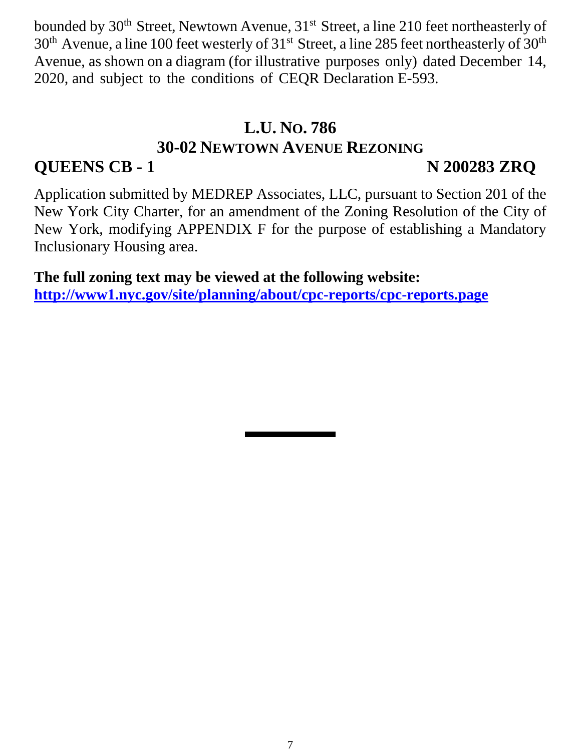bounded by 30th Street, Newtown Avenue, 31st Street, a line 210 feet northeasterly of 30th Avenue, a line 100 feet westerly of 31st Street, a line 285 feet northeasterly of 30th Avenue, as shown on a diagram (for illustrative purposes only) dated December 14, 2020, and subject to the conditions of CEQR Declaration E-593.

## L.U. NO. 786

## 30-02 NEWTOWN AVENUE REZONING

**QUEENS CB - 1** **N 200283 ZRQ**

Application submitted by MEDREP Associates, LLC, pursuant to Section 201 of the New York City Charter, for an amendment of the Zoning Resolution of the City of New York, modifying APPENDIX F for the purpose of establishing a Mandatory Inclusionary Housing area.

**The full zoning text may be viewed at the following website:**
**[http://www1.nyc.gov/site/planning/about/cpc-reports/cpc-reports.page](http://www1.nyc.gov/site/planning/about/cpc-reports/cpc-reports.page)**